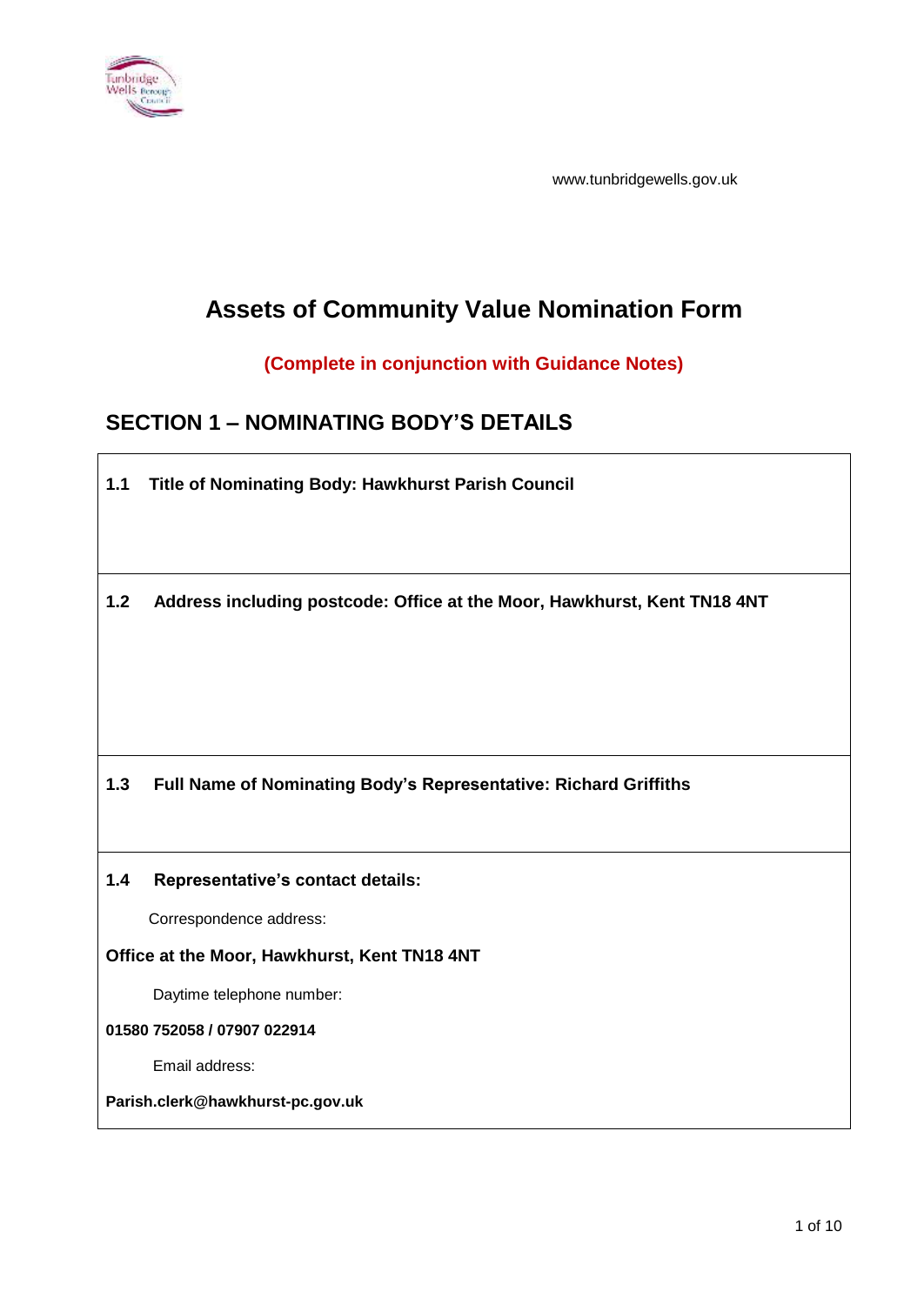www.tunbridgewells.gov.uk

# Assets of Community Value Nomination Form

**(Complete in conjunction with Guidance Notes)**

## SECTION 1 – NOMINATING BODY'S DETAILS

**1.1 Title of Nominating Body: Hawkhurst Parish Council**

**1.2 Address including postcode: Office at the Moor, Hawkhurst, Kent TN18 4NT**

**1.3 Full Name of Nominating Body's Representative: Richard Griffiths**

**1.4 Representative's contact details:**

Correspondence address:

**Office at the Moor, Hawkhurst, Kent TN18 4NT**

Daytime telephone number:

**01580 752058 / 07907 022914**

Email address:

**Parish.clerk@hawkhurst-pc.gov.uk**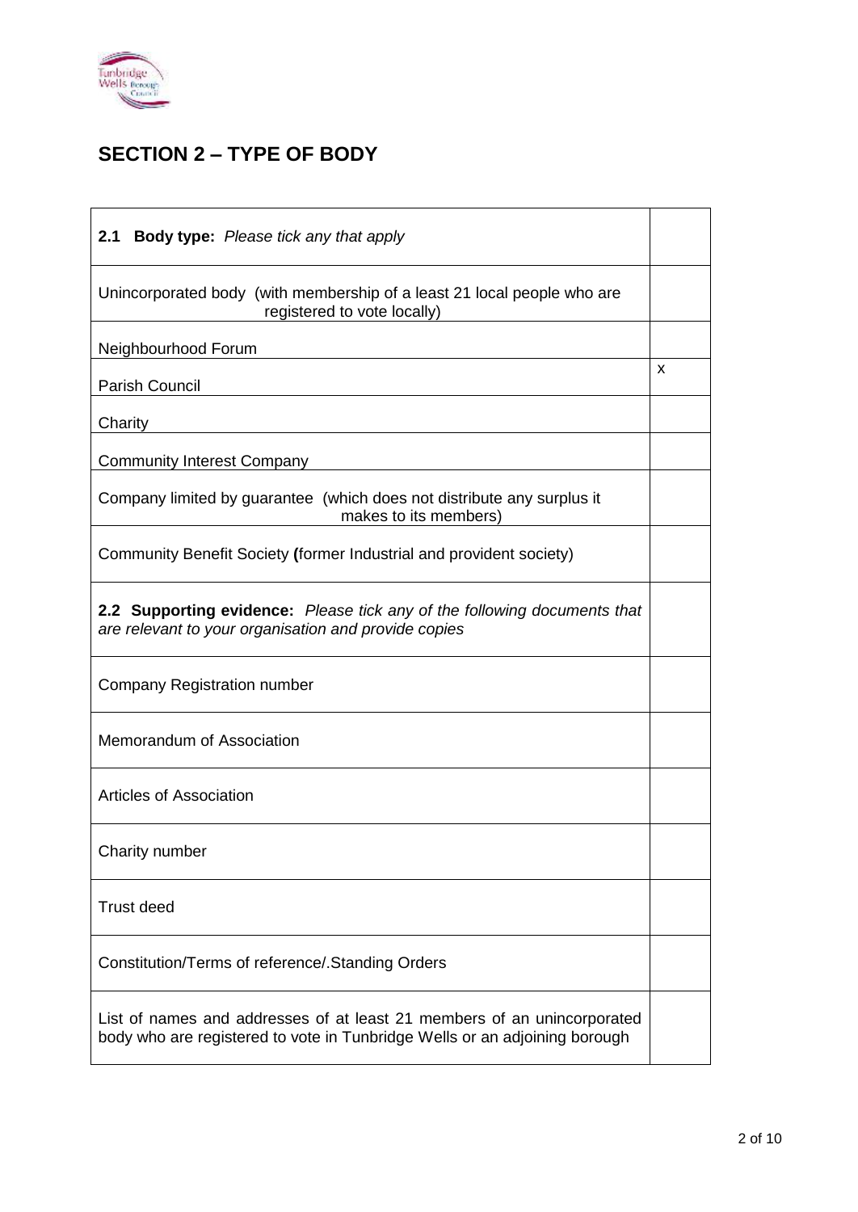## SECTION 2 – TYPE OF BODY

| **2.1 Body type:** *Please tick any that apply* | |
|---|---|
| Unincorporated body (with membership of a least 21 local people who are registered to vote locally) | |
| Neighbourhood Forum | |
| Parish Council | X |
| Charity | |
| Community Interest Company | |
| Company limited by guarantee (which does not distribute any surplus it makes to its members) | |
| Community Benefit Society **(**former Industrial and provident society) | |
| **2.2 Supporting evidence:** *Please tick any of the following documents that are relevant to your organisation and provide copies* | |
| Company Registration number | |
| Memorandum of Association | |
| Articles of Association | |
| Charity number | |
| Trust deed | |
| Constitution/Terms of reference/.Standing Orders | |
| List of names and addresses of at least 21 members of an unincorporated body who are registered to vote in Tunbridge Wells or an adjoining borough | |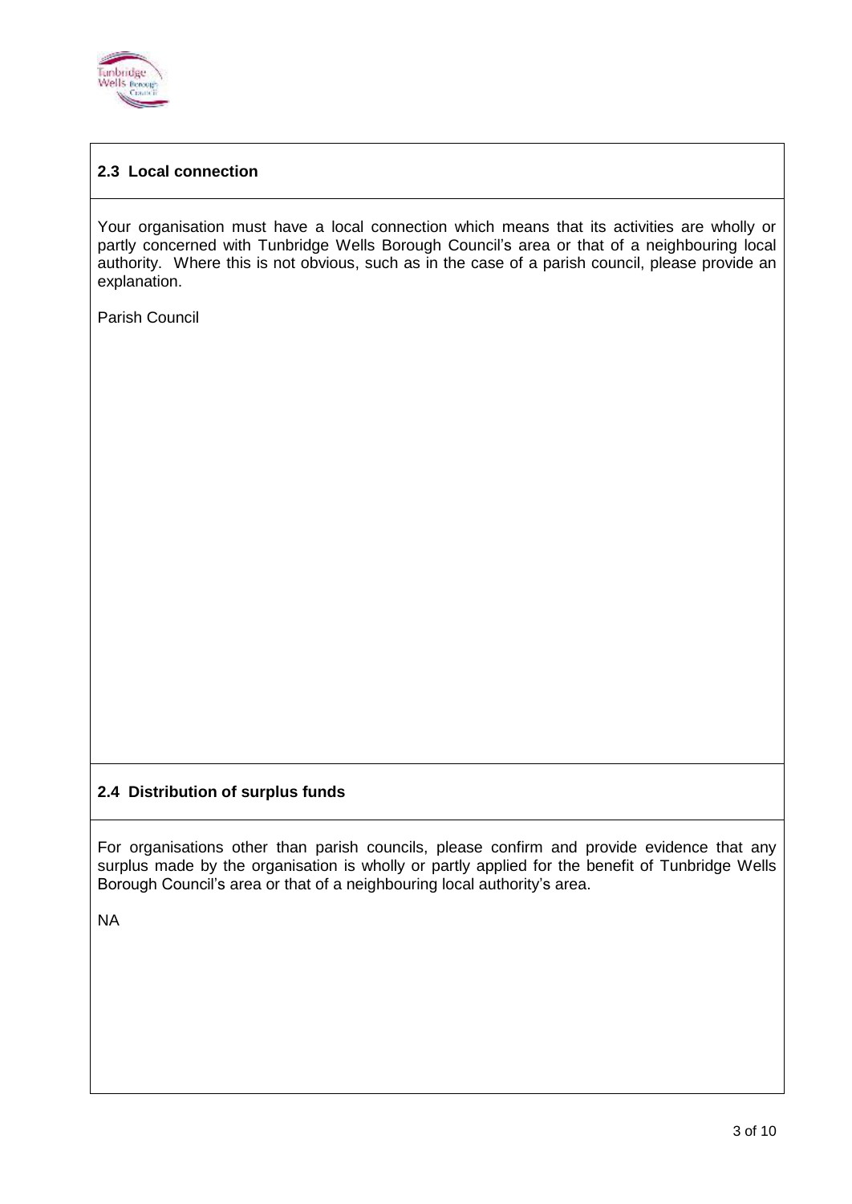## 2.3 Local connection

Your organisation must have a local connection which means that its activities are wholly or partly concerned with Tunbridge Wells Borough Council's area or that of a neighbouring local authority. Where this is not obvious, such as in the case of a parish council, please provide an explanation.

Parish Council

## 2.4 Distribution of surplus funds

For organisations other than parish councils, please confirm and provide evidence that any surplus made by the organisation is wholly or partly applied for the benefit of Tunbridge Wells Borough Council's area or that of a neighbouring local authority's area.

NA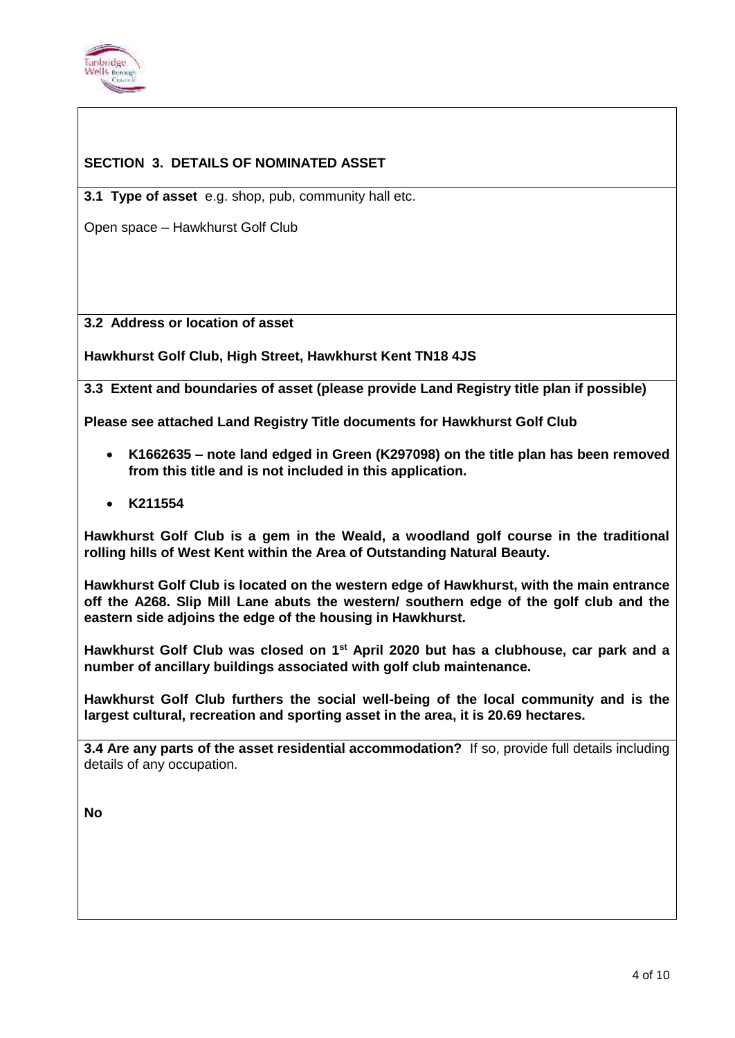## SECTION 3. DETAILS OF NOMINATED ASSET

**3.1 Type of asset** e.g. shop, pub, community hall etc.

Open space – Hawkhurst Golf Club

**3.2 Address or location of asset**

**Hawkhurst Golf Club, High Street, Hawkhurst Kent TN18 4JS**

**3.3 Extent and boundaries of asset (please provide Land Registry title plan if possible)**

**Please see attached Land Registry Title documents for Hawkhurst Golf Club**

- **K1662635 – note land edged in Green (K297098) on the title plan has been removed from this title and is not included in this application.**
- **K211554**

**Hawkhurst Golf Club is a gem in the Weald, a woodland golf course in the traditional rolling hills of West Kent within the Area of Outstanding Natural Beauty.**

**Hawkhurst Golf Club is located on the western edge of Hawkhurst, with the main entrance off the A268. Slip Mill Lane abuts the western/ southern edge of the golf club and the eastern side adjoins the edge of the housing in Hawkhurst.**

**Hawkhurst Golf Club was closed on 1st April 2020 but has a clubhouse, car park and a number of ancillary buildings associated with golf club maintenance.**

**Hawkhurst Golf Club furthers the social well-being of the local community and is the largest cultural, recreation and sporting asset in the area, it is 20.69 hectares.**

**3.4 Are any parts of the asset residential accommodation?** If so, provide full details including details of any occupation.

**No**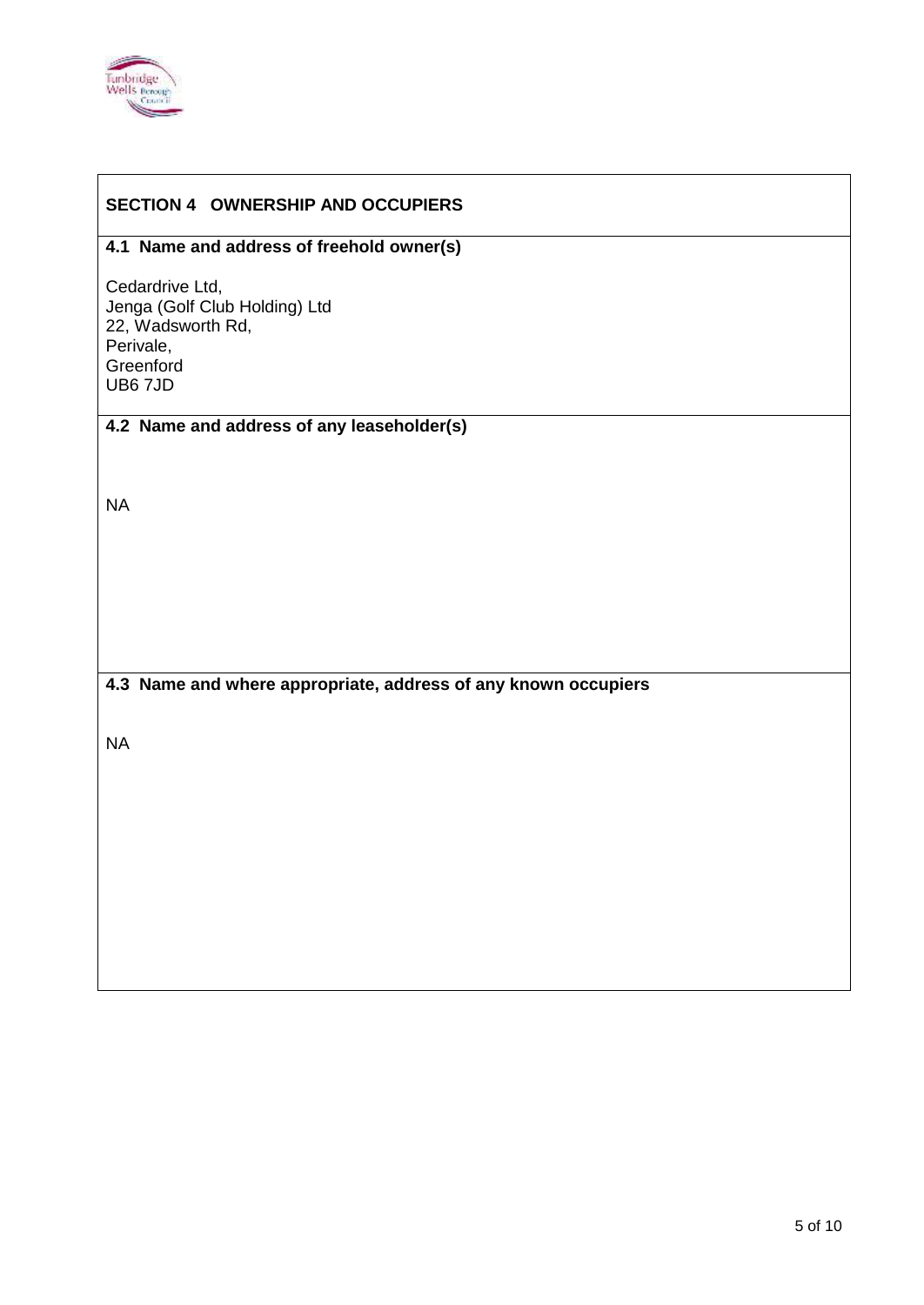## SECTION 4 OWNERSHIP AND OCCUPIERS

### 4.1 Name and address of freehold owner(s)

Cedardrive Ltd,
Jenga (Golf Club Holding) Ltd
22, Wadsworth Rd,
Perivale,
Greenford
UB6 7JD

### 4.2 Name and address of any leaseholder(s)

NA

### 4.3 Name and where appropriate, address of any known occupiers

NA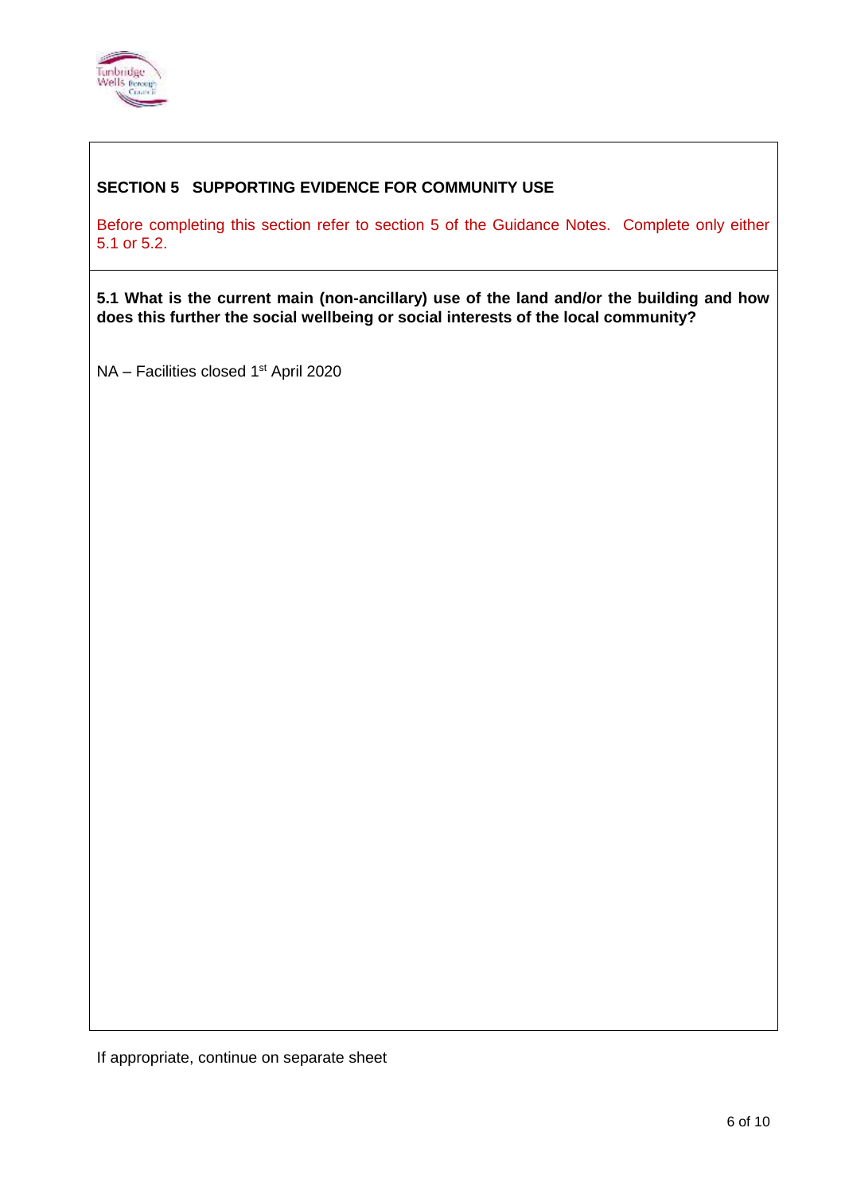## SECTION 5 SUPPORTING EVIDENCE FOR COMMUNITY USE

Before completing this section refer to section 5 of the Guidance Notes. Complete only either 5.1 or 5.2.

**5.1 What is the current main (non-ancillary) use of the land and/or the building and how does this further the social wellbeing or social interests of the local community?**

NA – Facilities closed 1st April 2020

If appropriate, continue on separate sheet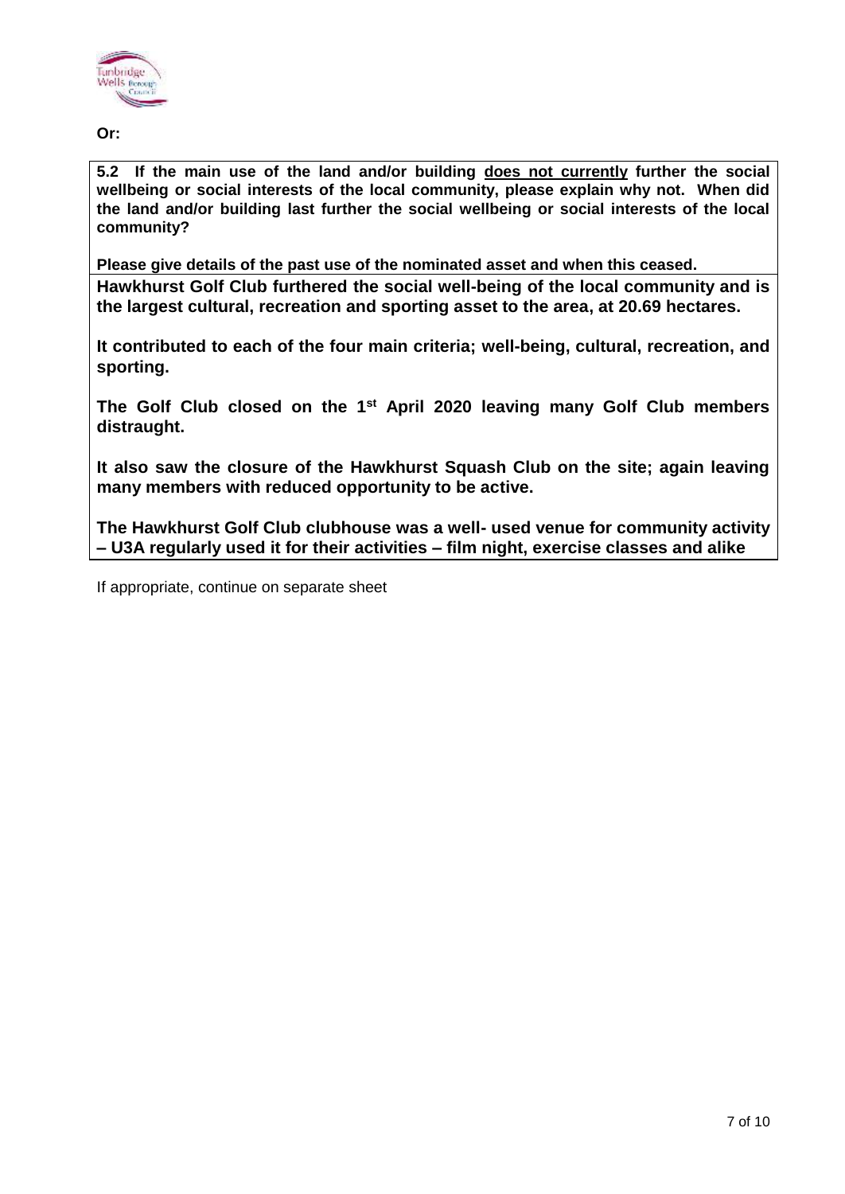**Or:**

**5.2 If the main use of the land and/or building <u>does not currently</u> further the social wellbeing or social interests of the local community, please explain why not. When did the land and/or building last further the social wellbeing or social interests of the local community?**

**Please give details of the past use of the nominated asset and when this ceased.**

**Hawkhurst Golf Club furthered the social well-being of the local community and is the largest cultural, recreation and sporting asset to the area, at 20.69 hectares.**

**It contributed to each of the four main criteria; well-being, cultural, recreation, and sporting.**

**The Golf Club closed on the 1st April 2020 leaving many Golf Club members distraught.**

**It also saw the closure of the Hawkhurst Squash Club on the site; again leaving many members with reduced opportunity to be active.**

**The Hawkhurst Golf Club clubhouse was a well- used venue for community activity – U3A regularly used it for their activities – film night, exercise classes and alike**

If appropriate, continue on separate sheet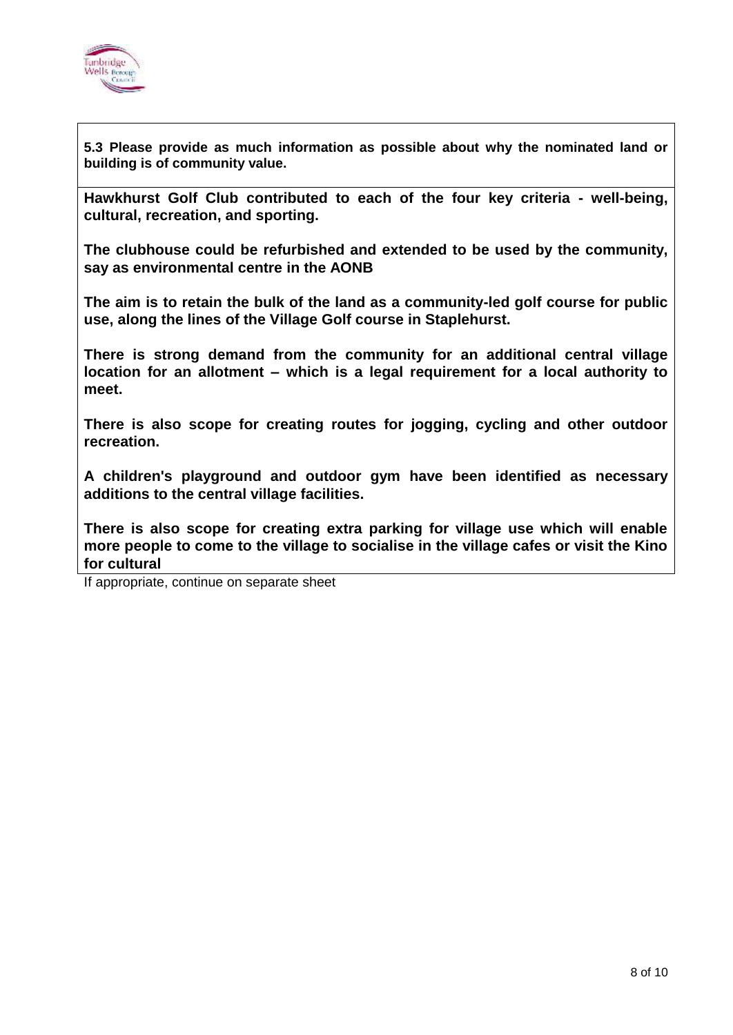**5.3 Please provide as much information as possible about why the nominated land or building is of community value.**

**Hawkhurst Golf Club contributed to each of the four key criteria - well-being, cultural, recreation, and sporting.**

**The clubhouse could be refurbished and extended to be used by the community, say as environmental centre in the AONB**

**The aim is to retain the bulk of the land as a community-led golf course for public use, along the lines of the Village Golf course in Staplehurst.**

**There is strong demand from the community for an additional central village location for an allotment – which is a legal requirement for a local authority to meet.**

**There is also scope for creating routes for jogging, cycling and other outdoor recreation.**

**A children's playground and outdoor gym have been identified as necessary additions to the central village facilities.**

**There is also scope for creating extra parking for village use which will enable more people to come to the village to socialise in the village cafes or visit the Kino for cultural**

If appropriate, continue on separate sheet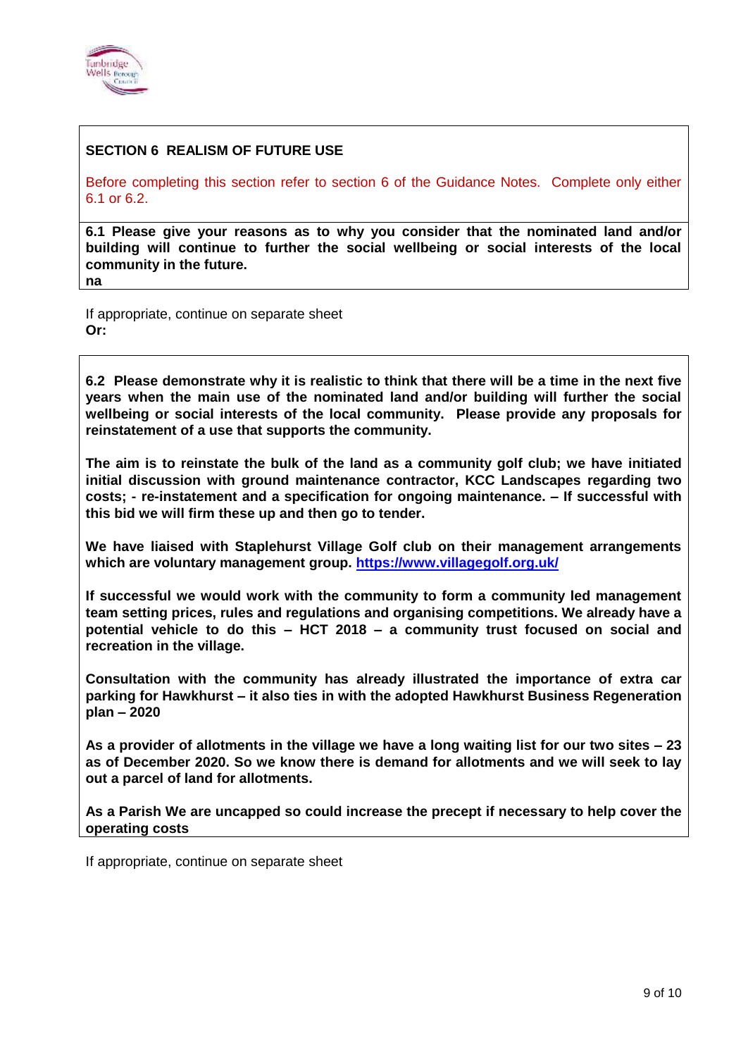## SECTION 6 REALISM OF FUTURE USE

Before completing this section refer to section 6 of the Guidance Notes. Complete only either 6.1 or 6.2.

**6.1 Please give your reasons as to why you consider that the nominated land and/or building will continue to further the social wellbeing or social interests of the local community in the future.**

**na**

If appropriate, continue on separate sheet

**Or:**

**6.2 Please demonstrate why it is realistic to think that there will be a time in the next five years when the main use of the nominated land and/or building will further the social wellbeing or social interests of the local community. Please provide any proposals for reinstatement of a use that supports the community.**

**The aim is to reinstate the bulk of the land as a community golf club; we have initiated initial discussion with ground maintenance contractor, KCC Landscapes regarding two costs; - re-instatement and a specification for ongoing maintenance. – If successful with this bid we will firm these up and then go to tender.**

**We have liaised with Staplehurst Village Golf club on their management arrangements which are voluntary management group. https://www.villagegolf.org.uk/**

**If successful we would work with the community to form a community led management team setting prices, rules and regulations and organising competitions. We already have a potential vehicle to do this – HCT 2018 – a community trust focused on social and recreation in the village.**

**Consultation with the community has already illustrated the importance of extra car parking for Hawkhurst – it also ties in with the adopted Hawkhurst Business Regeneration plan – 2020**

**As a provider of allotments in the village we have a long waiting list for our two sites – 23 as of December 2020. So we know there is demand for allotments and we will seek to lay out a parcel of land for allotments.**

**As a Parish We are uncapped so could increase the precept if necessary to help cover the operating costs**

If appropriate, continue on separate sheet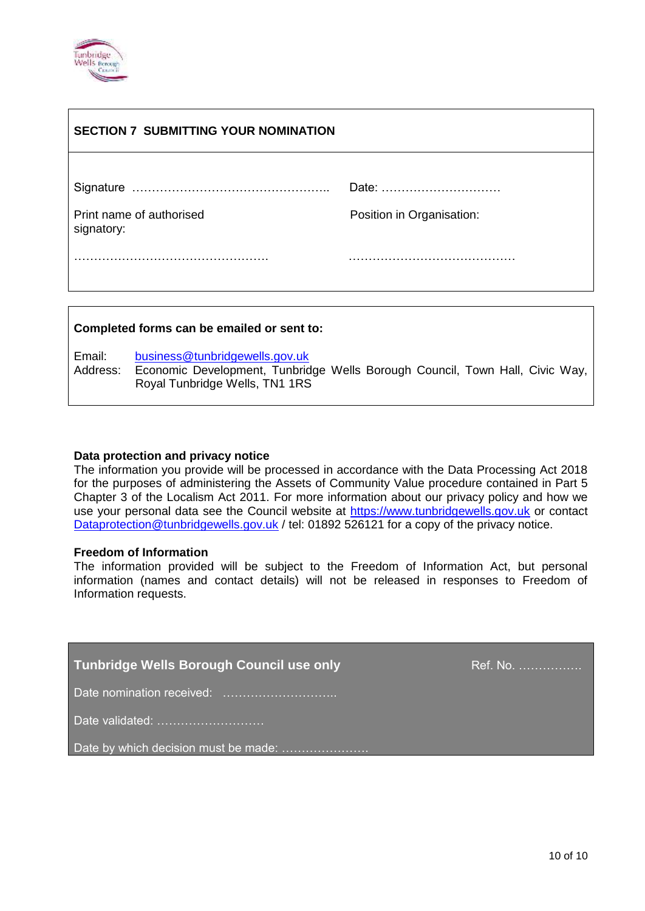## SECTION 7 SUBMITTING YOUR NOMINATION

Signature ………………………………………….. Date: …………………………

Print name of authorised signatory: ………………………………………….

Position in Organisation: ……………………………………

**Completed forms can be emailed or sent to:**

Email: business@tunbridgewells.gov.uk
Address: Economic Development, Tunbridge Wells Borough Council, Town Hall, Civic Way, Royal Tunbridge Wells, TN1 1RS

**Data protection and privacy notice**
The information you provide will be processed in accordance with the Data Processing Act 2018 for the purposes of administering the Assets of Community Value procedure contained in Part 5 Chapter 3 of the Localism Act 2011. For more information about our privacy policy and how we use your personal data see the Council website at https://www.tunbridgewells.gov.uk or contact Dataprotection@tunbridgewells.gov.uk / tel: 01892 526121 for a copy of the privacy notice.

**Freedom of Information**
The information provided will be subject to the Freedom of Information Act, but personal information (names and contact details) will not be released in responses to Freedom of Information requests.

**Tunbridge Wells Borough Council use only** Ref. No. …………….

Date nomination received: ………………………..

Date validated: ………………………

Date by which decision must be made: ………………….